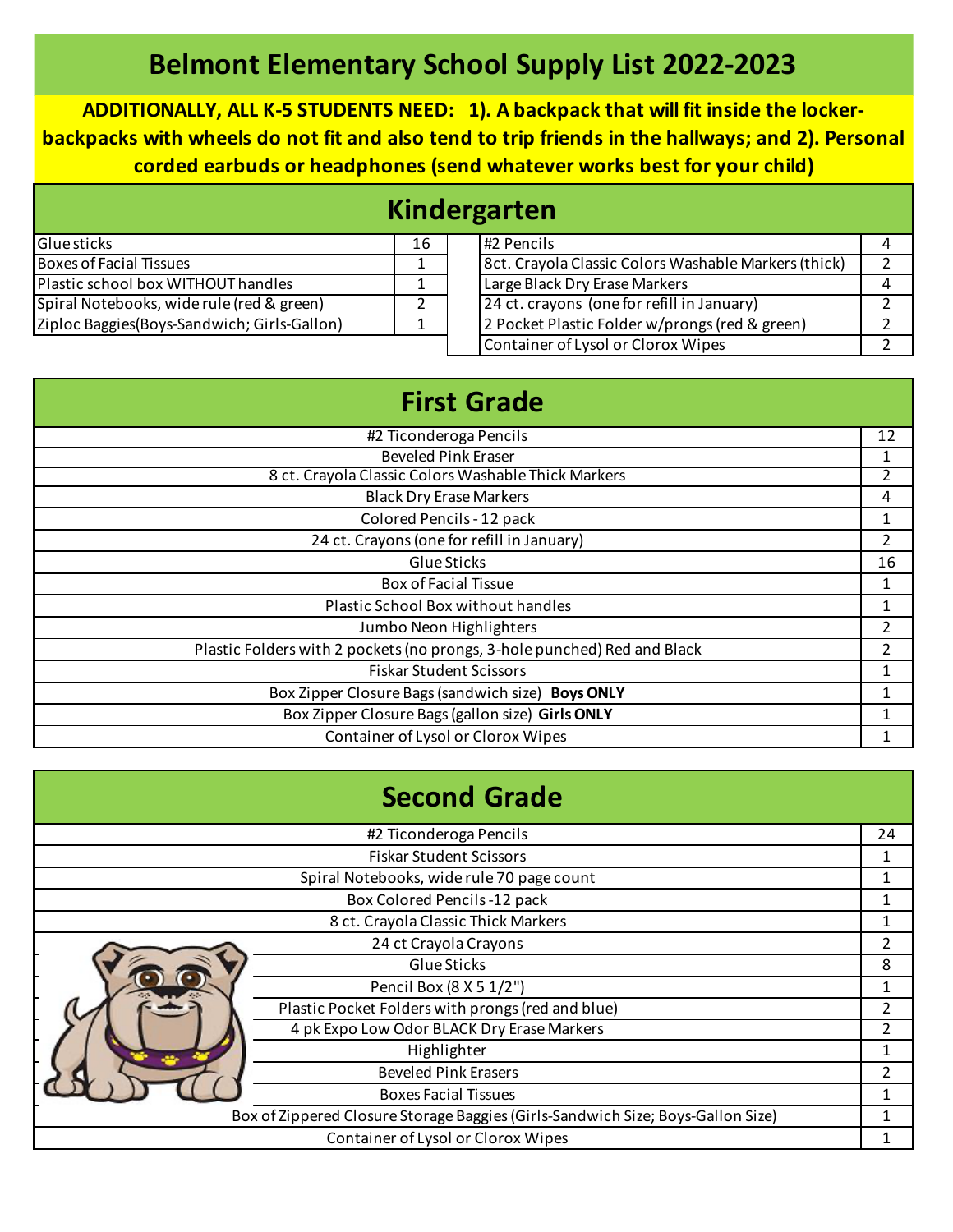# Belmont Elementary School Supply List 2022-2023

**ADDITIONALLY, ALL K-5 STUDENTS NEED: 1). A backpack that will fit inside the locker- backpacks with wheels do not fit and also tend to trip friends in the hallways; and 2). Personal corded earbuds or headphones (send whatever works best for your child)**

## Kindergarten

| Item | Qty |
|---|---|
| Glue sticks | 16 |
| Boxes of Facial Tissues | 1 |
| Plastic school box WITHOUT handles | 1 |
| Spiral Notebooks, wide rule (red & green) | 2 |
| Ziploc Baggies(Boys-Sandwich; Girls-Gallon) | 1 |

| Item | Qty |
|---|---|
| #2 Pencils | 4 |
| 8ct. Crayola Classic Colors Washable Markers (thick) | 2 |
| Large Black Dry Erase Markers | 4 |
| 24 ct. crayons (one for refill in January) | 2 |
| 2 Pocket Plastic Folder w/prongs (red & green) | 2 |
| Container of Lysol or Clorox Wipes | 2 |

## First Grade

| Item | Qty |
|---|---|
| #2 Ticonderoga Pencils | 12 |
| Beveled Pink Eraser | 1 |
| 8 ct. Crayola Classic Colors Washable Thick Markers | 2 |
| Black Dry Erase Markers | 4 |
| Colored Pencils - 12 pack | 1 |
| 24 ct. Crayons (one for refill in January) | 2 |
| Glue Sticks | 16 |
| Box of Facial Tissue | 1 |
| Plastic School Box without handles | 1 |
| Jumbo Neon Highlighters | 2 |
| Plastic Folders with 2 pockets (no prongs, 3-hole punched) Red and Black | 2 |
| Fiskar Student Scissors | 1 |
| Box Zipper Closure Bags (sandwich size) **Boys ONLY** | 1 |
| Box Zipper Closure Bags (gallon size) **Girls ONLY** | 1 |
| Container of Lysol or Clorox Wipes | 1 |

## Second Grade

| Item | Qty |
|---|---|
| #2 Ticonderoga Pencils | 24 |
| Fiskar Student Scissors | 1 |
| Spiral Notebooks, wide rule 70 page count | 1 |
| Box Colored Pencils -12 pack | 1 |
| 8 ct. Crayola Classic Thick Markers | 1 |
| 24 ct Crayola Crayons | 2 |
| Glue Sticks | 8 |
| Pencil Box (8 X 5 1/2") | 1 |
| Plastic Pocket Folders with prongs (red and blue) | 2 |
| 4 pk Expo Low Odor BLACK Dry Erase Markers | 2 |
| Highlighter | 1 |
| Beveled Pink Erasers | 2 |
| Boxes Facial Tissues | 1 |
| Box of Zippered Closure Storage Baggies (Girls-Sandwich Size; Boys-Gallon Size) | 1 |
| Container of Lysol or Clorox Wipes | 1 |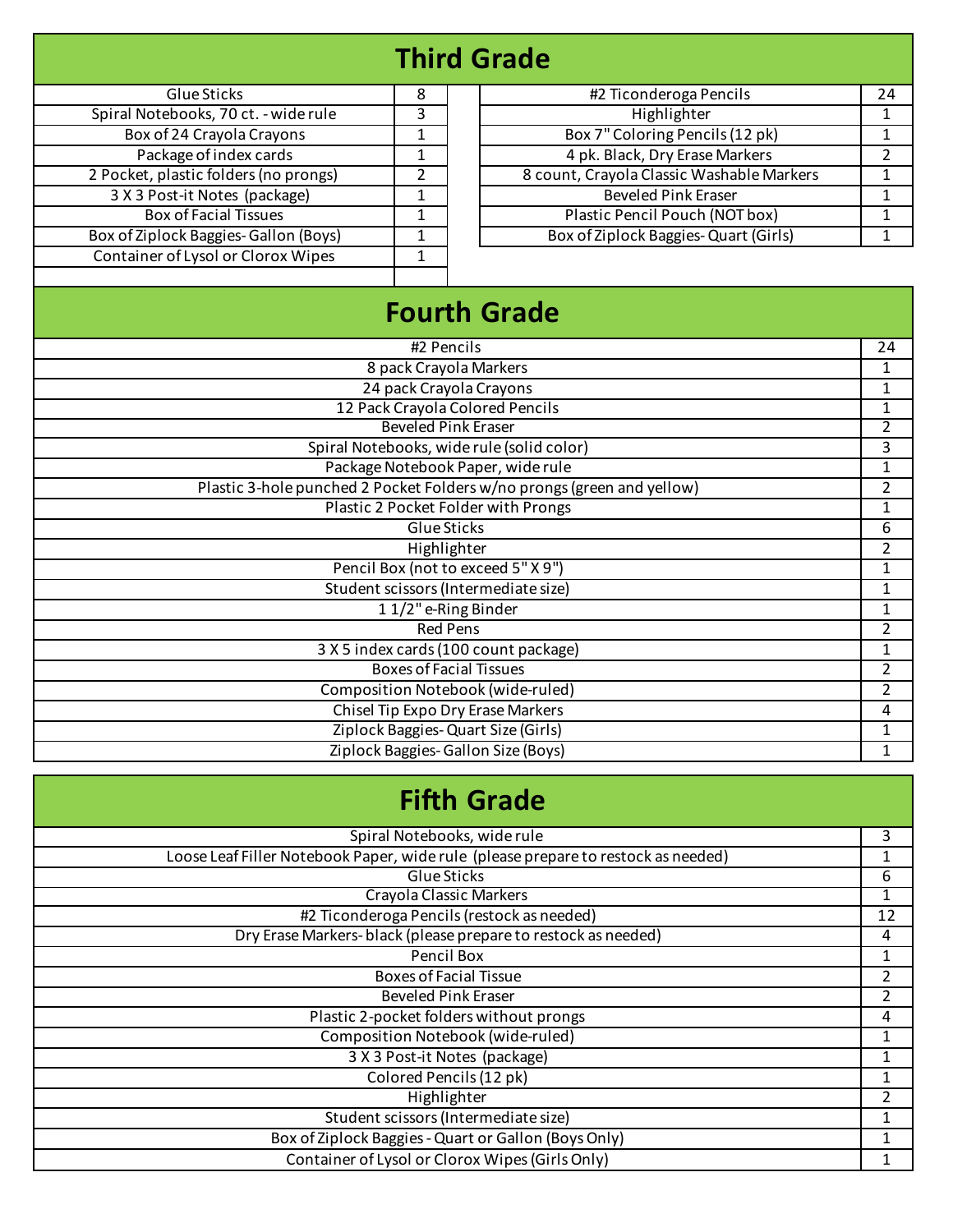## Third Grade

| | | | |
|---|---|---|---|
| Glue Sticks | 8 | #2 Ticonderoga Pencils | 24 |
| Spiral Notebooks, 70 ct. - wide rule | 3 | Highlighter | 1 |
| Box of 24 Crayola Crayons | 1 | Box 7" Coloring Pencils (12 pk) | 1 |
| Package of index cards | 1 | 4 pk. Black, Dry Erase Markers | 2 |
| 2 Pocket, plastic folders (no prongs) | 2 | 8 count, Crayola Classic Washable Markers | 1 |
| 3 X 3 Post-it Notes (package) | 1 | Beveled Pink Eraser | 1 |
| Box of Facial Tissues | 1 | Plastic Pencil Pouch (NOT box) | 1 |
| Box of Ziplock Baggies- Gallon (Boys) | 1 | Box of Ziplock Baggies- Quart (Girls) | 1 |
| Container of Lysol or Clorox Wipes | 1 | | |

## Fourth Grade

| | |
|---|---|
| #2 Pencils | 24 |
| 8 pack Crayola Markers | 1 |
| 24 pack Crayola Crayons | 1 |
| 12 Pack Crayola Colored Pencils | 1 |
| Beveled Pink Eraser | 2 |
| Spiral Notebooks, wide rule (solid color) | 3 |
| Package Notebook Paper, wide rule | 1 |
| Plastic 3-hole punched 2 Pocket Folders w/no prongs (green and yellow) | 2 |
| Plastic 2 Pocket Folder with Prongs | 1 |
| Glue Sticks | 6 |
| Highlighter | 2 |
| Pencil Box (not to exceed 5" X 9") | 1 |
| Student scissors (Intermediate size) | 1 |
| 1 1/2" e-Ring Binder | 1 |
| Red Pens | 2 |
| 3 X 5 index cards (100 count package) | 1 |
| Boxes of Facial Tissues | 2 |
| Composition Notebook (wide-ruled) | 2 |
| Chisel Tip Expo Dry Erase Markers | 4 |
| Ziplock Baggies- Quart Size (Girls) | 1 |
| Ziplock Baggies- Gallon Size (Boys) | 1 |

## Fifth Grade

| | |
|---|---|
| Spiral Notebooks, wide rule | 3 |
| Loose Leaf Filler Notebook Paper, wide rule (please prepare to restock as needed) | 1 |
| Glue Sticks | 6 |
| Crayola Classic Markers | 1 |
| #2 Ticonderoga Pencils (restock as needed) | 12 |
| Dry Erase Markers- black (please prepare to restock as needed) | 4 |
| Pencil Box | 1 |
| Boxes of Facial Tissue | 2 |
| Beveled Pink Eraser | 2 |
| Plastic 2-pocket folders without prongs | 4 |
| Composition Notebook (wide-ruled) | 1 |
| 3 X 3 Post-it Notes (package) | 1 |
| Colored Pencils (12 pk) | 1 |
| Highlighter | 2 |
| Student scissors (Intermediate size) | 1 |
| Box of Ziplock Baggies - Quart or Gallon (Boys Only) | 1 |
| Container of Lysol or Clorox Wipes (Girls Only) | 1 |